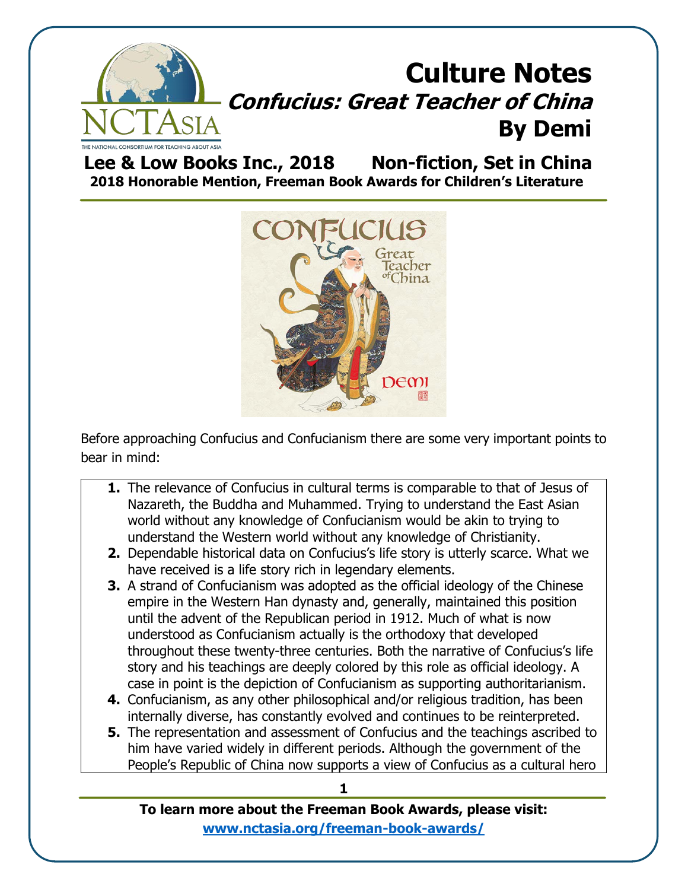# Culture Notes

## *Confucius: Great Teacher of China*

## By Demi

**Lee & Low Books Inc., 2018 Non-fiction, Set in China**

**2018 Honorable Mention, Freeman Book Awards for Children's Literature**

Before approaching Confucius and Confucianism there are some very important points to bear in mind:

1. The relevance of Confucius in cultural terms is comparable to that of Jesus of Nazareth, the Buddha and Muhammed. Trying to understand the East Asian world without any knowledge of Confucianism would be akin to trying to understand the Western world without any knowledge of Christianity.
2. Dependable historical data on Confucius's life story is utterly scarce. What we have received is a life story rich in legendary elements.
3. A strand of Confucianism was adopted as the official ideology of the Chinese empire in the Western Han dynasty and, generally, maintained this position until the advent of the Republican period in 1912. Much of what is now understood as Confucianism actually is the orthodoxy that developed throughout these twenty-three centuries. Both the narrative of Confucius's life story and his teachings are deeply colored by this role as official ideology. A case in point is the depiction of Confucianism as supporting authoritarianism.
4. Confucianism, as any other philosophical and/or religious tradition, has been internally diverse, has constantly evolved and continues to be reinterpreted.
5. The representation and assessment of Confucius and the teachings ascribed to him have varied widely in different periods. Although the government of the People's Republic of China now supports a view of Confucius as a cultural hero

**To learn more about the Freeman Book Awards, please visit:**
**www.nctasia.org/freeman-book-awards/**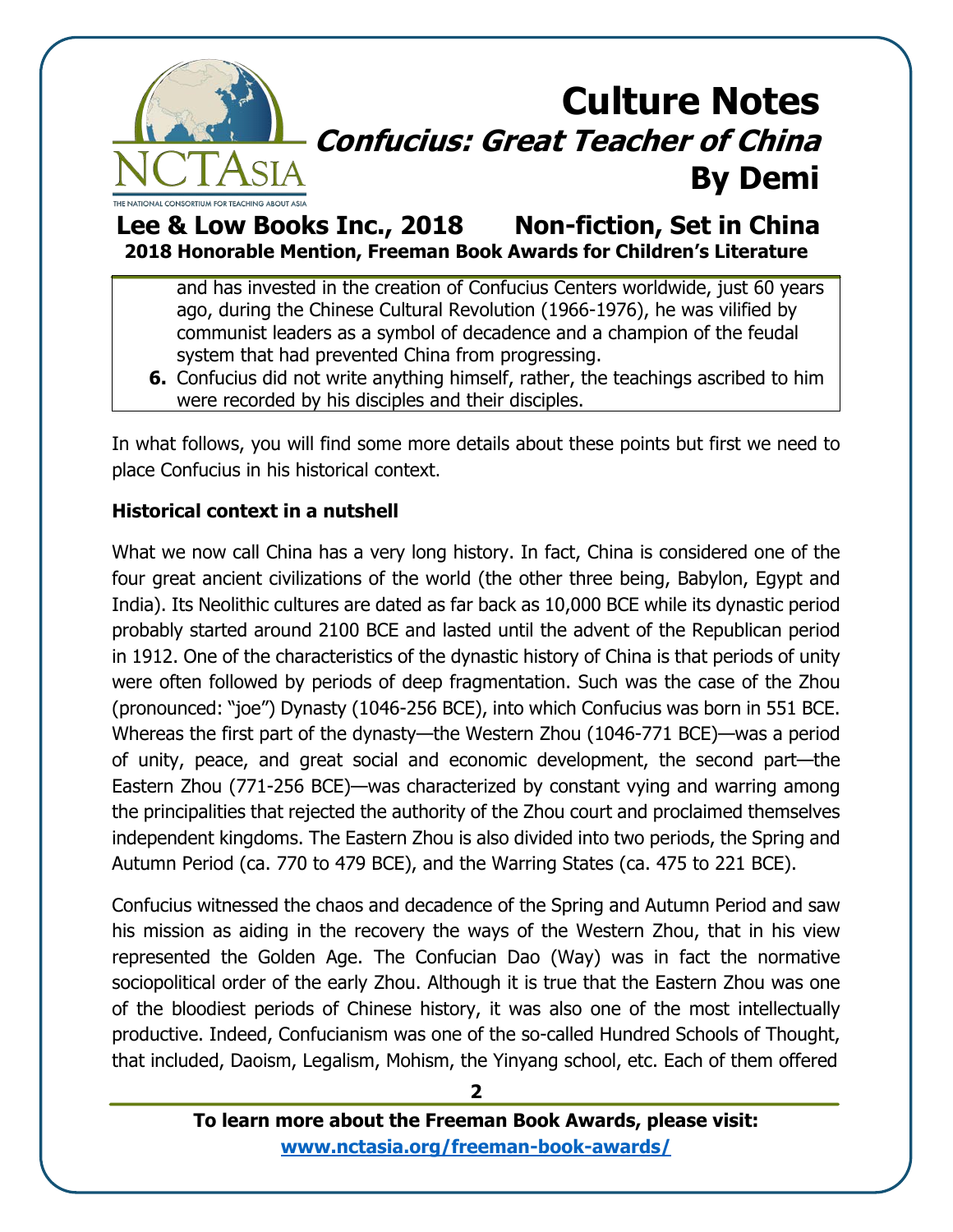and has invested in the creation of Confucius Centers worldwide, just 60 years ago, during the Chinese Cultural Revolution (1966-1976), he was vilified by communist leaders as a symbol of decadence and a champion of the feudal system that had prevented China from progressing.

6. Confucius did not write anything himself, rather, the teachings ascribed to him were recorded by his disciples and their disciples.

In what follows, you will find some more details about these points but first we need to place Confucius in his historical context.

**Historical context in a nutshell**

What we now call China has a very long history. In fact, China is considered one of the four great ancient civilizations of the world (the other three being, Babylon, Egypt and India). Its Neolithic cultures are dated as far back as 10,000 BCE while its dynastic period probably started around 2100 BCE and lasted until the advent of the Republican period in 1912. One of the characteristics of the dynastic history of China is that periods of unity were often followed by periods of deep fragmentation. Such was the case of the Zhou (pronounced: "joe") Dynasty (1046-256 BCE), into which Confucius was born in 551 BCE. Whereas the first part of the dynasty—the Western Zhou (1046-771 BCE)—was a period of unity, peace, and great social and economic development, the second part—the Eastern Zhou (771-256 BCE)—was characterized by constant vying and warring among the principalities that rejected the authority of the Zhou court and proclaimed themselves independent kingdoms. The Eastern Zhou is also divided into two periods, the Spring and Autumn Period (ca. 770 to 479 BCE), and the Warring States (ca. 475 to 221 BCE).

Confucius witnessed the chaos and decadence of the Spring and Autumn Period and saw his mission as aiding in the recovery the ways of the Western Zhou, that in his view represented the Golden Age. The Confucian Dao (Way) was in fact the normative sociopolitical order of the early Zhou. Although it is true that the Eastern Zhou was one of the bloodiest periods of Chinese history, it was also one of the most intellectually productive. Indeed, Confucianism was one of the so-called Hundred Schools of Thought, that included, Daoism, Legalism, Mohism, the Yinyang school, etc. Each of them offered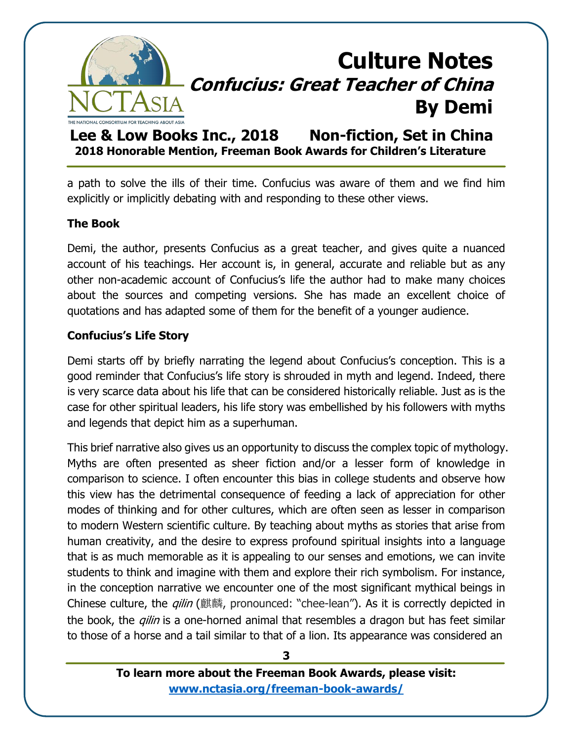a path to solve the ills of their time. Confucius was aware of them and we find him explicitly or implicitly debating with and responding to these other views.

### The Book

Demi, the author, presents Confucius as a great teacher, and gives quite a nuanced account of his teachings. Her account is, in general, accurate and reliable but as any other non-academic account of Confucius's life the author had to make many choices about the sources and competing versions. She has made an excellent choice of quotations and has adapted some of them for the benefit of a younger audience.

### Confucius's Life Story

Demi starts off by briefly narrating the legend about Confucius's conception. This is a good reminder that Confucius's life story is shrouded in myth and legend. Indeed, there is very scarce data about his life that can be considered historically reliable. Just as is the case for other spiritual leaders, his life story was embellished by his followers with myths and legends that depict him as a superhuman.

This brief narrative also gives us an opportunity to discuss the complex topic of mythology. Myths are often presented as sheer fiction and/or a lesser form of knowledge in comparison to science. I often encounter this bias in college students and observe how this view has the detrimental consequence of feeding a lack of appreciation for other modes of thinking and for other cultures, which are often seen as lesser in comparison to modern Western scientific culture. By teaching about myths as stories that arise from human creativity, and the desire to express profound spiritual insights into a language that is as much memorable as it is appealing to our senses and emotions, we can invite students to think and imagine with them and explore their rich symbolism. For instance, in the conception narrative we encounter one of the most significant mythical beings in Chinese culture, the *qilin* (麒麟, pronounced: "chee-lean"). As it is correctly depicted in the book, the *qilin* is a one-horned animal that resembles a dragon but has feet similar to those of a horse and a tail similar to that of a lion. Its appearance was considered an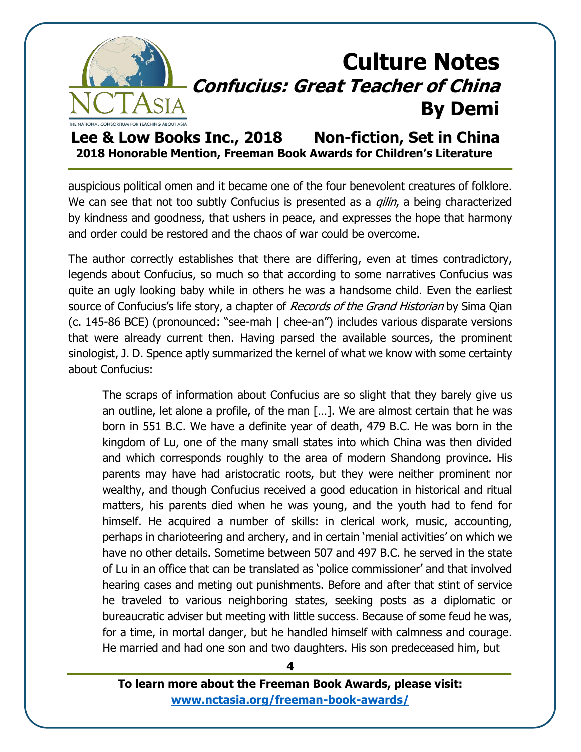auspicious political omen and it became one of the four benevolent creatures of folklore. We can see that not too subtly Confucius is presented as a *qilin*, a being characterized by kindness and goodness, that ushers in peace, and expresses the hope that harmony and order could be restored and the chaos of war could be overcome.

The author correctly establishes that there are differing, even at times contradictory, legends about Confucius, so much so that according to some narratives Confucius was quite an ugly looking baby while in others he was a handsome child. Even the earliest source of Confucius's life story, a chapter of *Records of the Grand Historian* by Sima Qian (c. 145-86 BCE) (pronounced: "see-mah | chee-an") includes various disparate versions that were already current then. Having parsed the available sources, the prominent sinologist, J. D. Spence aptly summarized the kernel of what we know with some certainty about Confucius:

> The scraps of information about Confucius are so slight that they barely give us an outline, let alone a profile, of the man […]. We are almost certain that he was born in 551 B.C. We have a definite year of death, 479 B.C. He was born in the kingdom of Lu, one of the many small states into which China was then divided and which corresponds roughly to the area of modern Shandong province. His parents may have had aristocratic roots, but they were neither prominent nor wealthy, and though Confucius received a good education in historical and ritual matters, his parents died when he was young, and the youth had to fend for himself. He acquired a number of skills: in clerical work, music, accounting, perhaps in charioteering and archery, and in certain 'menial activities' on which we have no other details. Sometime between 507 and 497 B.C. he served in the state of Lu in an office that can be translated as 'police commissioner' and that involved hearing cases and meting out punishments. Before and after that stint of service he traveled to various neighboring states, seeking posts as a diplomatic or bureaucratic adviser but meeting with little success. Because of some feud he was, for a time, in mortal danger, but he handled himself with calmness and courage. He married and had one son and two daughters. His son predeceased him, but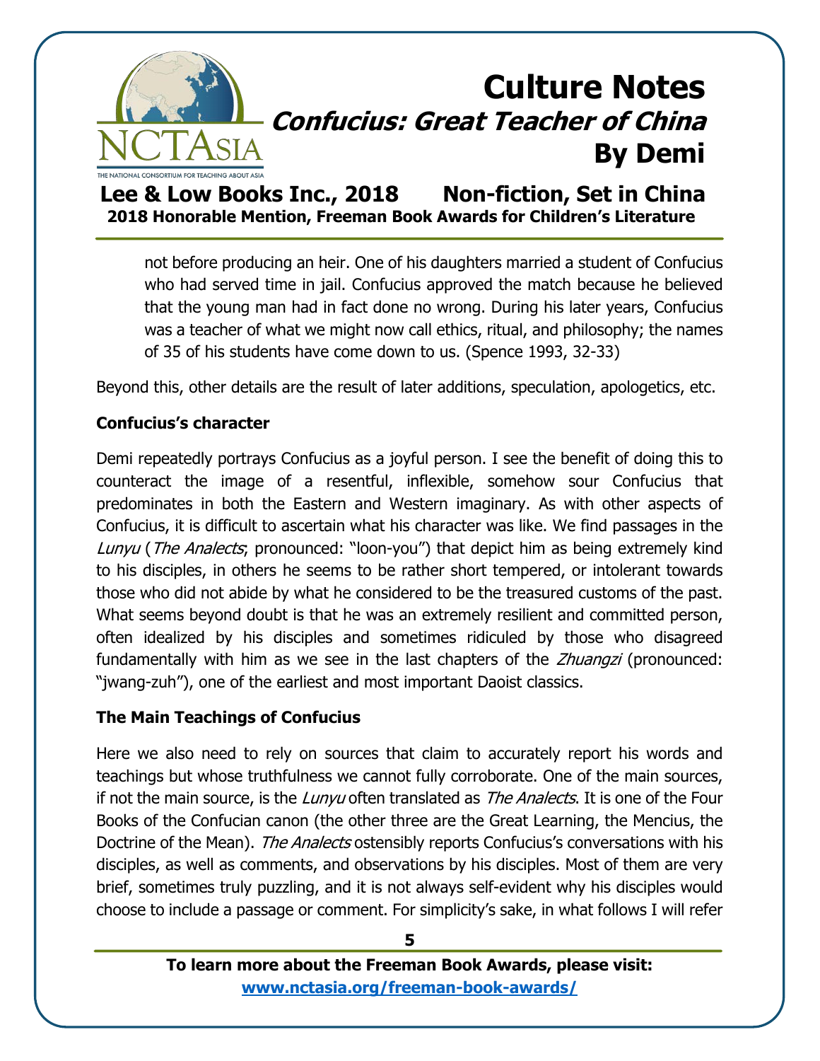> not before producing an heir. One of his daughters married a student of Confucius who had served time in jail. Confucius approved the match because he believed that the young man had in fact done no wrong. During his later years, Confucius was a teacher of what we might now call ethics, ritual, and philosophy; the names of 35 of his students have come down to us. (Spence 1993, 32-33)

Beyond this, other details are the result of later additions, speculation, apologetics, etc.

**Confucius's character**

Demi repeatedly portrays Confucius as a joyful person. I see the benefit of doing this to counteract the image of a resentful, inflexible, somehow sour Confucius that predominates in both the Eastern and Western imaginary. As with other aspects of Confucius, it is difficult to ascertain what his character was like. We find passages in the *Lunyu* (*The Analects*; pronounced: "loon-you") that depict him as being extremely kind to his disciples, in others he seems to be rather short tempered, or intolerant towards those who did not abide by what he considered to be the treasured customs of the past. What seems beyond doubt is that he was an extremely resilient and committed person, often idealized by his disciples and sometimes ridiculed by those who disagreed fundamentally with him as we see in the last chapters of the *Zhuangzi* (pronounced: "jwang-zuh"), one of the earliest and most important Daoist classics.

**The Main Teachings of Confucius**

Here we also need to rely on sources that claim to accurately report his words and teachings but whose truthfulness we cannot fully corroborate. One of the main sources, if not the main source, is the *Lunyu* often translated as *The Analects*. It is one of the Four Books of the Confucian canon (the other three are the Great Learning, the Mencius, the Doctrine of the Mean). *The Analects* ostensibly reports Confucius's conversations with his disciples, as well as comments, and observations by his disciples. Most of them are very brief, sometimes truly puzzling, and it is not always self-evident why his disciples would choose to include a passage or comment. For simplicity's sake, in what follows I will refer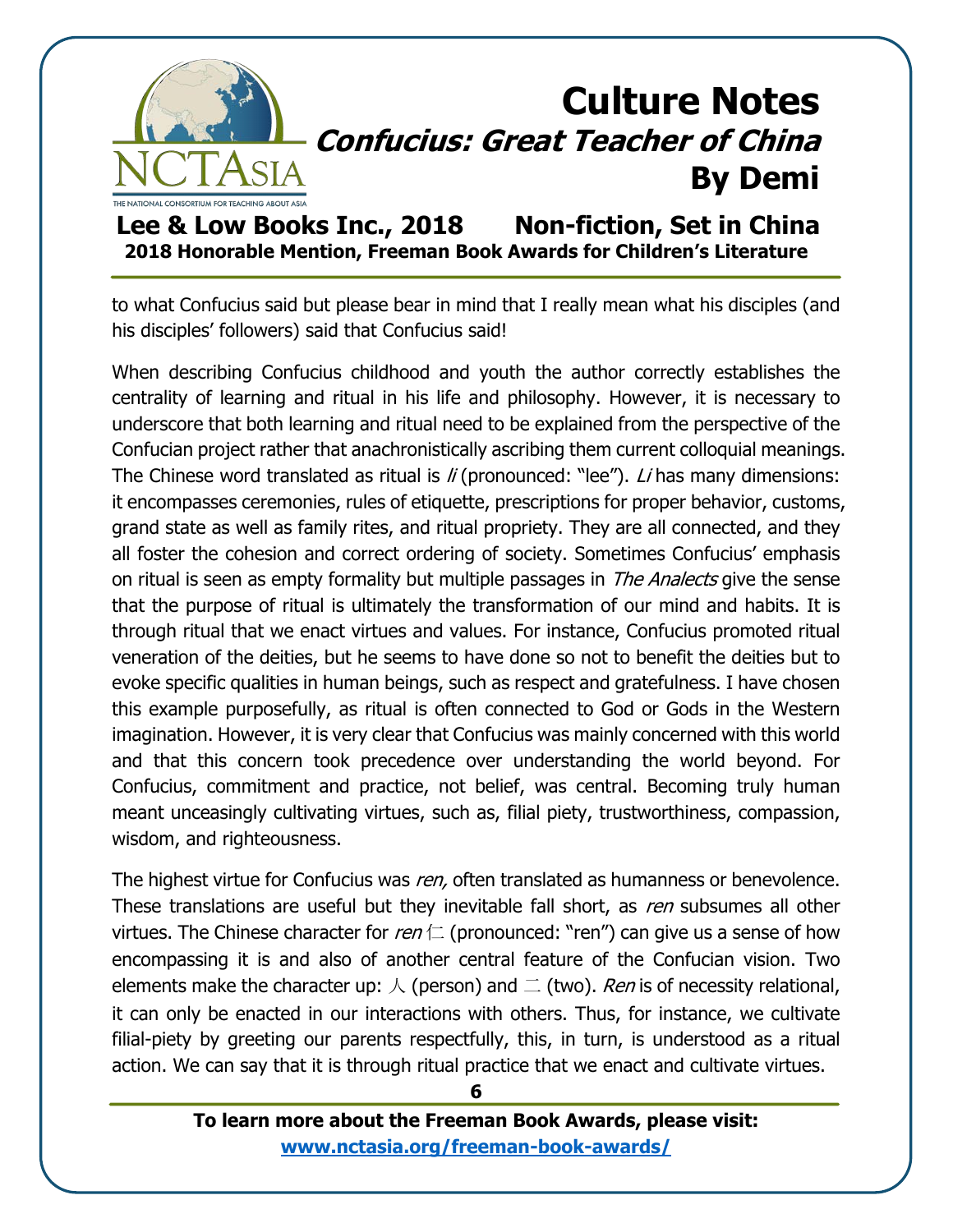to what Confucius said but please bear in mind that I really mean what his disciples (and his disciples' followers) said that Confucius said!

When describing Confucius childhood and youth the author correctly establishes the centrality of learning and ritual in his life and philosophy. However, it is necessary to underscore that both learning and ritual need to be explained from the perspective of the Confucian project rather that anachronistically ascribing them current colloquial meanings. The Chinese word translated as ritual is *li* (pronounced: "lee"). *Li* has many dimensions: it encompasses ceremonies, rules of etiquette, prescriptions for proper behavior, customs, grand state as well as family rites, and ritual propriety. They are all connected, and they all foster the cohesion and correct ordering of society. Sometimes Confucius' emphasis on ritual is seen as empty formality but multiple passages in *The Analects* give the sense that the purpose of ritual is ultimately the transformation of our mind and habits. It is through ritual that we enact virtues and values. For instance, Confucius promoted ritual veneration of the deities, but he seems to have done so not to benefit the deities but to evoke specific qualities in human beings, such as respect and gratefulness. I have chosen this example purposefully, as ritual is often connected to God or Gods in the Western imagination. However, it is very clear that Confucius was mainly concerned with this world and that this concern took precedence over understanding the world beyond. For Confucius, commitment and practice, not belief, was central. Becoming truly human meant unceasingly cultivating virtues, such as, filial piety, trustworthiness, compassion, wisdom, and righteousness.

The highest virtue for Confucius was *ren,* often translated as humanness or benevolence. These translations are useful but they inevitable fall short, as *ren* subsumes all other virtues. The Chinese character for *ren* 仁 (pronounced: "ren") can give us a sense of how encompassing it is and also of another central feature of the Confucian vision. Two elements make the character up: 人 (person) and 二 (two). *Ren* is of necessity relational, it can only be enacted in our interactions with others. Thus, for instance, we cultivate filial-piety by greeting our parents respectfully, this, in turn, is understood as a ritual action. We can say that it is through ritual practice that we enact and cultivate virtues.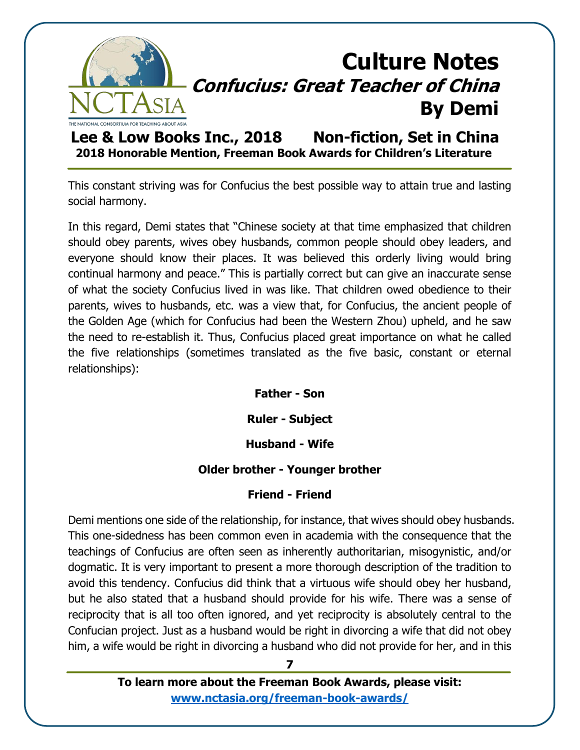This constant striving was for Confucius the best possible way to attain true and lasting social harmony.

In this regard, Demi states that "Chinese society at that time emphasized that children should obey parents, wives obey husbands, common people should obey leaders, and everyone should know their places. It was believed this orderly living would bring continual harmony and peace." This is partially correct but can give an inaccurate sense of what the society Confucius lived in was like. That children owed obedience to their parents, wives to husbands, etc. was a view that, for Confucius, the ancient people of the Golden Age (which for Confucius had been the Western Zhou) upheld, and he saw the need to re-establish it. Thus, Confucius placed great importance on what he called the five relationships (sometimes translated as the five basic, constant or eternal relationships):

**Father - Son**

**Ruler - Subject**

**Husband - Wife**

**Older brother - Younger brother**

**Friend - Friend**

Demi mentions one side of the relationship, for instance, that wives should obey husbands. This one-sidedness has been common even in academia with the consequence that the teachings of Confucius are often seen as inherently authoritarian, misogynistic, and/or dogmatic. It is very important to present a more thorough description of the tradition to avoid this tendency. Confucius did think that a virtuous wife should obey her husband, but he also stated that a husband should provide for his wife. There was a sense of reciprocity that is all too often ignored, and yet reciprocity is absolutely central to the Confucian project. Just as a husband would be right in divorcing a wife that did not obey him, a wife would be right in divorcing a husband who did not provide for her, and in this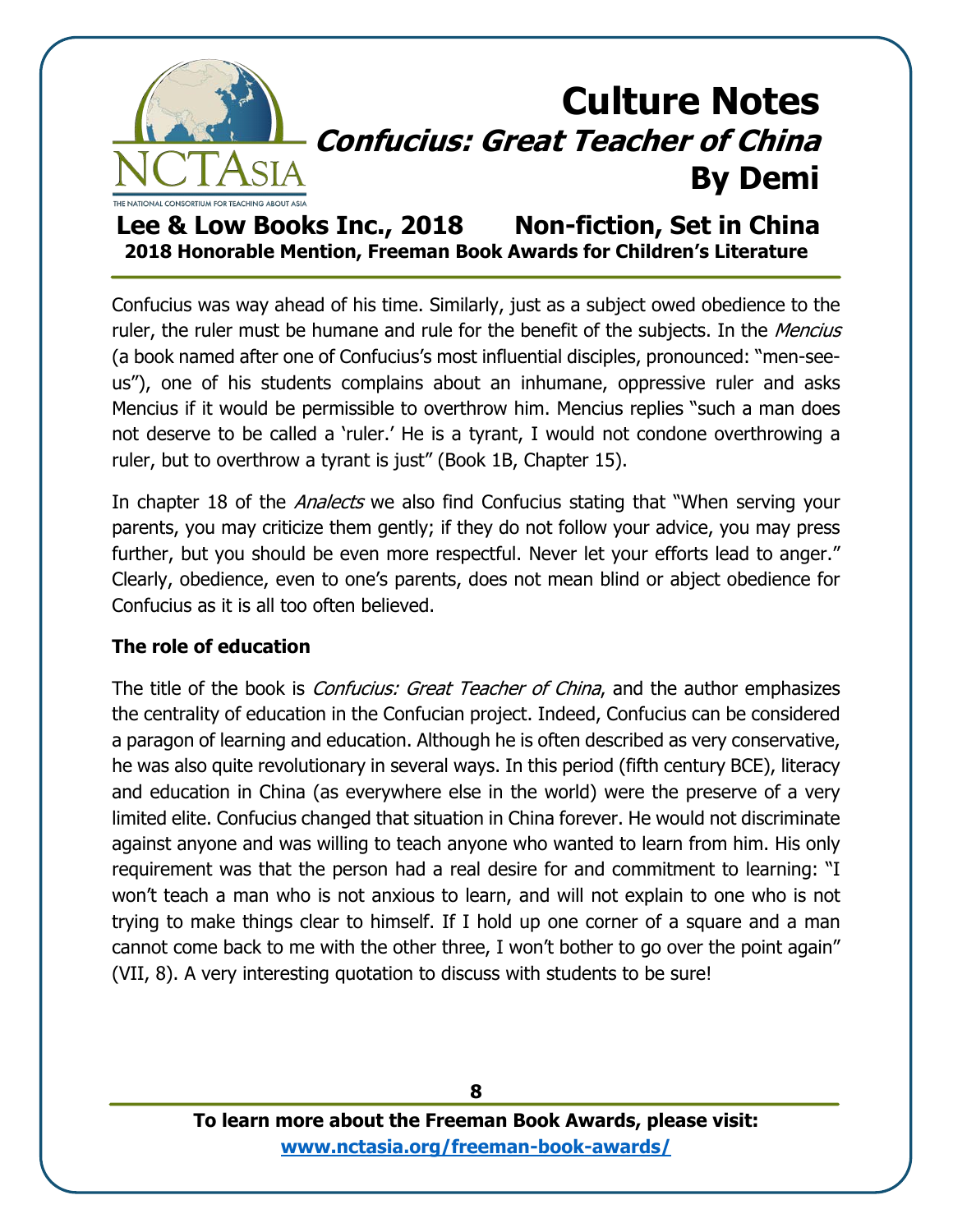Confucius was way ahead of his time. Similarly, just as a subject owed obedience to the ruler, the ruler must be humane and rule for the benefit of the subjects. In the *Mencius* (a book named after one of Confucius's most influential disciples, pronounced: "men-see-us"), one of his students complains about an inhumane, oppressive ruler and asks Mencius if it would be permissible to overthrow him. Mencius replies "such a man does not deserve to be called a 'ruler.' He is a tyrant, I would not condone overthrowing a ruler, but to overthrow a tyrant is just" (Book 1B, Chapter 15).

In chapter 18 of the *Analects* we also find Confucius stating that "When serving your parents, you may criticize them gently; if they do not follow your advice, you may press further, but you should be even more respectful. Never let your efforts lead to anger." Clearly, obedience, even to one's parents, does not mean blind or abject obedience for Confucius as it is all too often believed.

**The role of education**

The title of the book is *Confucius: Great Teacher of China*, and the author emphasizes the centrality of education in the Confucian project. Indeed, Confucius can be considered a paragon of learning and education. Although he is often described as very conservative, he was also quite revolutionary in several ways. In this period (fifth century BCE), literacy and education in China (as everywhere else in the world) were the preserve of a very limited elite. Confucius changed that situation in China forever. He would not discriminate against anyone and was willing to teach anyone who wanted to learn from him. His only requirement was that the person had a real desire for and commitment to learning: "I won't teach a man who is not anxious to learn, and will not explain to one who is not trying to make things clear to himself. If I hold up one corner of a square and a man cannot come back to me with the other three, I won't bother to go over the point again" (VII, 8). A very interesting quotation to discuss with students to be sure!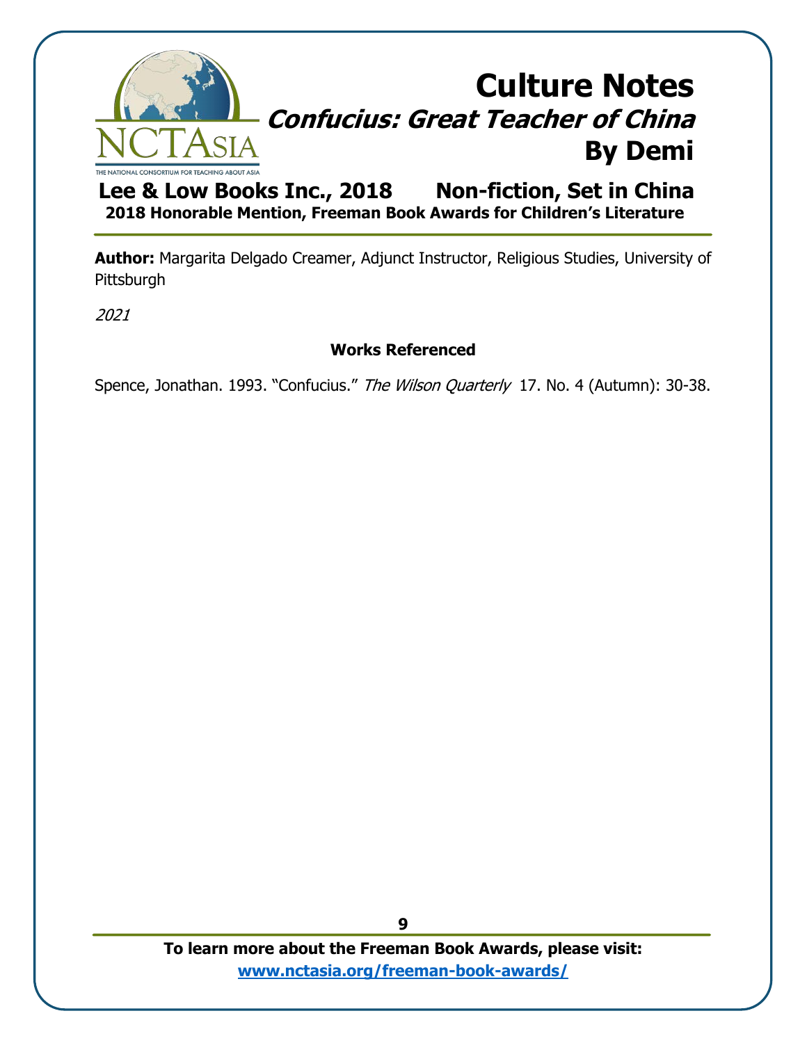# Culture Notes

## *Confucius: Great Teacher of China*

## By Demi

**Lee & Low Books Inc., 2018 Non-fiction, Set in China**

**2018 Honorable Mention, Freeman Book Awards for Children's Literature**

**Author:** Margarita Delgado Creamer, Adjunct Instructor, Religious Studies, University of Pittsburgh

*2021*

### Works Referenced

Spence, Jonathan. 1993. "Confucius." *The Wilson Quarterly* 17. No. 4 (Autumn): 30-38.

**To learn more about the Freeman Book Awards, please visit:**
**www.nctasia.org/freeman-book-awards/**